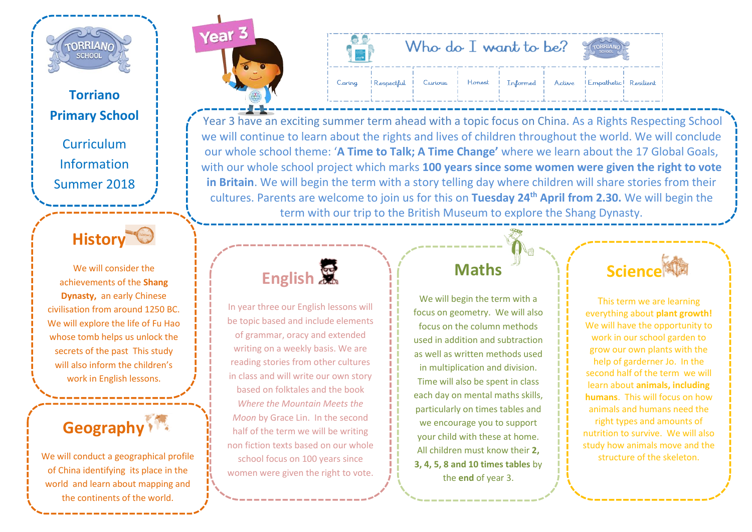# Torriano Primary School

Curriculum Information

Summer 2018

Year 3

## Who do I want to be?

| Caring | Respectful | Curious | Honest | Informed | Active | Empathetic | Resilient |
|---|---|---|---|---|---|---|---|

Year 3 have an exciting summer term ahead with a topic focus on China. As a Rights Respecting School we will continue to learn about the rights and lives of children throughout the world. We will conclude our whole school theme: '**A Time to Talk; A Time Change'** where we learn about the 17 Global Goals, with our whole school project which marks **100 years since some women were given the right to vote in Britain**. We will begin the term with a story telling day where children will share stories from their cultures. Parents are welcome to join us for this on **Tuesday 24th April from 2.30.** We will begin the term with our trip to the British Museum to explore the Shang Dynasty.

## History

We will consider the achievements of the **Shang Dynasty,** an early Chinese civilisation from around 1250 BC. We will explore the life of Fu Hao whose tomb helps us unlock the secrets of the past This study will also inform the children's work in English lessons.

## Geography

We will conduct a geographical profile of China identifying its place in the world and learn about mapping and the continents of the world.

## English

In year three our English lessons will be topic based and include elements of grammar, oracy and extended writing on a weekly basis. We are reading stories from other cultures in class and will write our own story based on folktales and the book *Where the Mountain Meets the Moon* by Grace Lin. In the second half of the term we will be writing non fiction texts based on our whole school focus on 100 years since women were given the right to vote.

## Maths

We will begin the term with a focus on geometry. We will also focus on the column methods used in addition and subtraction as well as written methods used in multiplication and division. Time will also be spent in class each day on mental maths skills, particularly on times tables and we encourage you to support your child with these at home. All children must know their **2, 3, 4, 5, 8 and 10 times tables** by the **end** of year 3.

## Science

This term we are learning everything about **plant growth!** We will have the opportunity to work in our school garden to grow our own plants with the help of gardener Jo. In the second half of the term we will learn about **animals, including humans**. This will focus on how animals and humans need the right types and amounts of nutrition to survive. We will also study how animals move and the structure of the skeleton.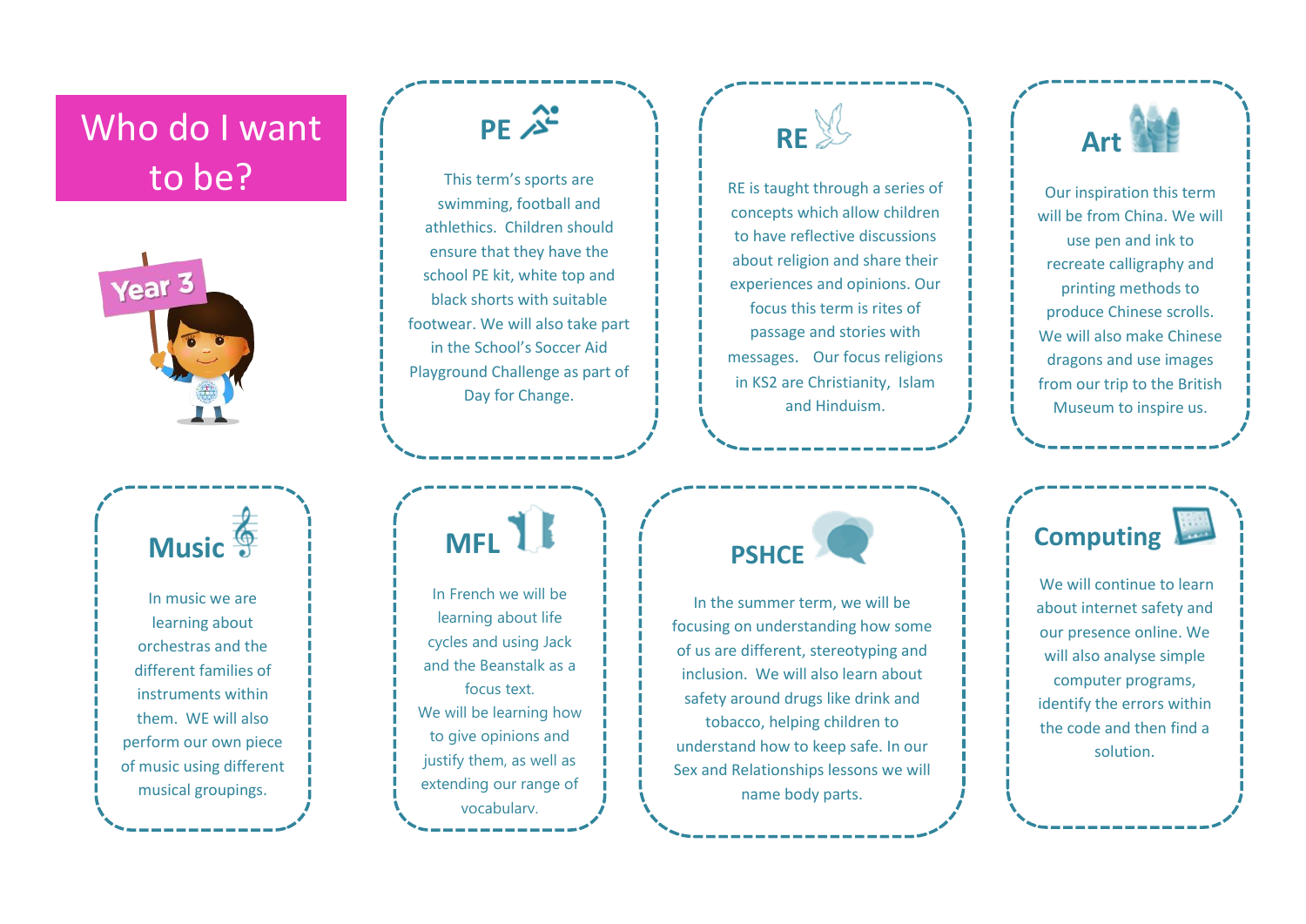# Who do I want to be?

Year 3

## PE

This term's sports are swimming, football and athlethics. Children should ensure that they have the school PE kit, white top and black shorts with suitable footwear. We will also take part in the School's Soccer Aid Playground Challenge as part of Day for Change.

## RE

RE is taught through a series of concepts which allow children to have reflective discussions about religion and share their experiences and opinions. Our focus this term is rites of passage and stories with messages. Our focus religions in KS2 are Christianity, Islam and Hinduism.

## Art

Our inspiration this term will be from China. We will use pen and ink to recreate calligraphy and printing methods to produce Chinese scrolls. We will also make Chinese dragons and use images from our trip to the British Museum to inspire us.

## Music

In music we are learning about orchestras and the different families of instruments within them. WE will also perform our own piece of music using different musical groupings.

## MFL

In French we will be learning about life cycles and using Jack and the Beanstalk as a focus text.
We will be learning how to give opinions and justify them, as well as extending our range of vocabulary.

## PSHCE

In the summer term, we will be focusing on understanding how some of us are different, stereotyping and inclusion. We will also learn about safety around drugs like drink and tobacco, helping children to understand how to keep safe. In our Sex and Relationships lessons we will name body parts.

## Computing

We will continue to learn about internet safety and our presence online. We will also analyse simple computer programs, identify the errors within the code and then find a solution.